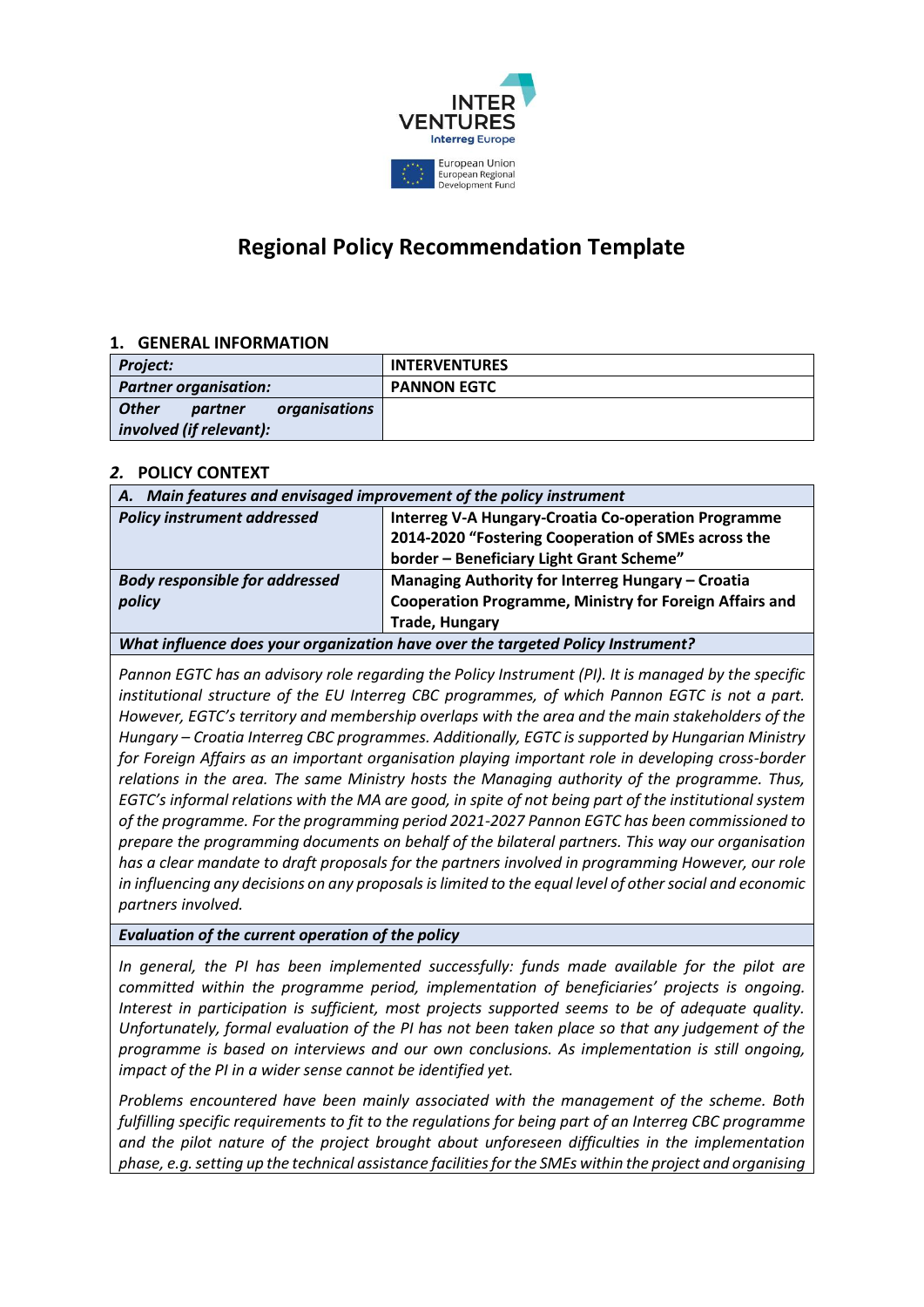# Regional Policy Recommendation Template

## 1. GENERAL INFORMATION

| | |
|---|---|
| ***Project:*** | **INTERVENTURES** |
| ***Partner organisation:*** | **PANNON EGTC** |
| ***Other partner organisations involved (if relevant):*** | |

## *2.* POLICY CONTEXT

| ***A. Main features and envisaged improvement of the policy instrument*** | |
|---|---|
| ***Policy instrument addressed*** | **Interreg V-A Hungary-Croatia Co-operation Programme 2014-2020 "Fostering Cooperation of SMEs across the border – Beneficiary Light Grant Scheme"** |
| ***Body responsible for addressed policy*** | **Managing Authority for Interreg Hungary – Croatia Cooperation Programme, Ministry for Foreign Affairs and Trade, Hungary** |

***What influence does your organization have over the targeted Policy Instrument?***

*Pannon EGTC has an advisory role regarding the Policy Instrument (PI). It is managed by the specific institutional structure of the EU Interreg CBC programmes, of which Pannon EGTC is not a part. However, EGTC's territory and membership overlaps with the area and the main stakeholders of the Hungary – Croatia Interreg CBC programmes. Additionally, EGTC is supported by Hungarian Ministry for Foreign Affairs as an important organisation playing important role in developing cross-border relations in the area. The same Ministry hosts the Managing authority of the programme. Thus, EGTC's informal relations with the MA are good, in spite of not being part of the institutional system of the programme. For the programming period 2021-2027 Pannon EGTC has been commissioned to prepare the programming documents on behalf of the bilateral partners. This way our organisation has a clear mandate to draft proposals for the partners involved in programming However, our role in influencing any decisions on any proposals is limited to the equal level of other social and economic partners involved.*

***Evaluation of the current operation of the policy***

*In general, the PI has been implemented successfully: funds made available for the pilot are committed within the programme period, implementation of beneficiaries' projects is ongoing. Interest in participation is sufficient, most projects supported seems to be of adequate quality. Unfortunately, formal evaluation of the PI has not been taken place so that any judgement of the programme is based on interviews and our own conclusions. As implementation is still ongoing, impact of the PI in a wider sense cannot be identified yet.*

*Problems encountered have been mainly associated with the management of the scheme. Both fulfilling specific requirements to fit to the regulations for being part of an Interreg CBC programme and the pilot nature of the project brought about unforeseen difficulties in the implementation phase, e.g. setting up the technical assistance facilities for the SMEs within the project and organising*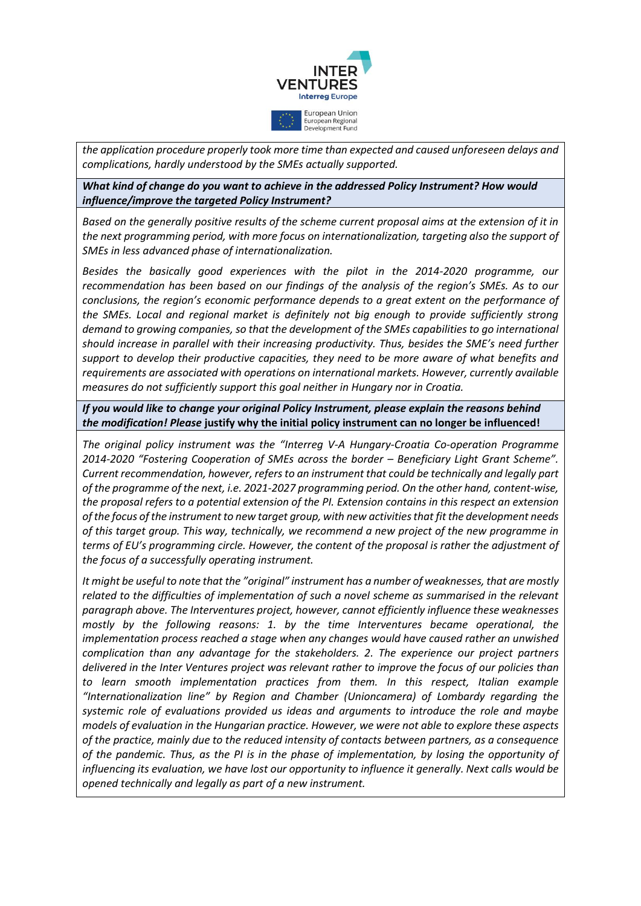*the application procedure properly took more time than expected and caused unforeseen delays and complications, hardly understood by the SMEs actually supported.*

***What kind of change do you want to achieve in the addressed Policy Instrument? How would influence/improve the targeted Policy Instrument?***

*Based on the generally positive results of the scheme current proposal aims at the extension of it in the next programming period, with more focus on internationalization, targeting also the support of SMEs in less advanced phase of internationalization.*

*Besides the basically good experiences with the pilot in the 2014-2020 programme, our recommendation has been based on our findings of the analysis of the region's SMEs. As to our conclusions, the region's economic performance depends to a great extent on the performance of the SMEs. Local and regional market is definitely not big enough to provide sufficiently strong demand to growing companies, so that the development of the SMEs capabilities to go international should increase in parallel with their increasing productivity. Thus, besides the SME's need further support to develop their productive capacities, they need to be more aware of what benefits and requirements are associated with operations on international markets. However, currently available measures do not sufficiently support this goal neither in Hungary nor in Croatia.*

***If you would like to change your original Policy Instrument, please explain the reasons behind the modification! Please* justify why the initial policy instrument can no longer be influenced!**

*The original policy instrument was the "Interreg V-A Hungary-Croatia Co-operation Programme 2014-2020 "Fostering Cooperation of SMEs across the border – Beneficiary Light Grant Scheme". Current recommendation, however, refers to an instrument that could be technically and legally part of the programme of the next, i.e. 2021-2027 programming period. On the other hand, content-wise, the proposal refers to a potential extension of the PI. Extension contains in this respect an extension of the focus of the instrument to new target group, with new activities that fit the development needs of this target group. This way, technically, we recommend a new project of the new programme in terms of EU's programming circle. However, the content of the proposal is rather the adjustment of the focus of a successfully operating instrument.*

*It might be useful to note that the "original" instrument has a number of weaknesses, that are mostly related to the difficulties of implementation of such a novel scheme as summarised in the relevant paragraph above. The Interventures project, however, cannot efficiently influence these weaknesses mostly by the following reasons: 1. by the time Interventures became operational, the implementation process reached a stage when any changes would have caused rather an unwished complication than any advantage for the stakeholders. 2. The experience our project partners delivered in the Inter Ventures project was relevant rather to improve the focus of our policies than to learn smooth implementation practices from them. In this respect, Italian example "Internationalization line" by Region and Chamber (Unioncamera) of Lombardy regarding the systemic role of evaluations provided us ideas and arguments to introduce the role and maybe models of evaluation in the Hungarian practice. However, we were not able to explore these aspects of the practice, mainly due to the reduced intensity of contacts between partners, as a consequence of the pandemic. Thus, as the PI is in the phase of implementation, by losing the opportunity of influencing its evaluation, we have lost our opportunity to influence it generally. Next calls would be opened technically and legally as part of a new instrument.*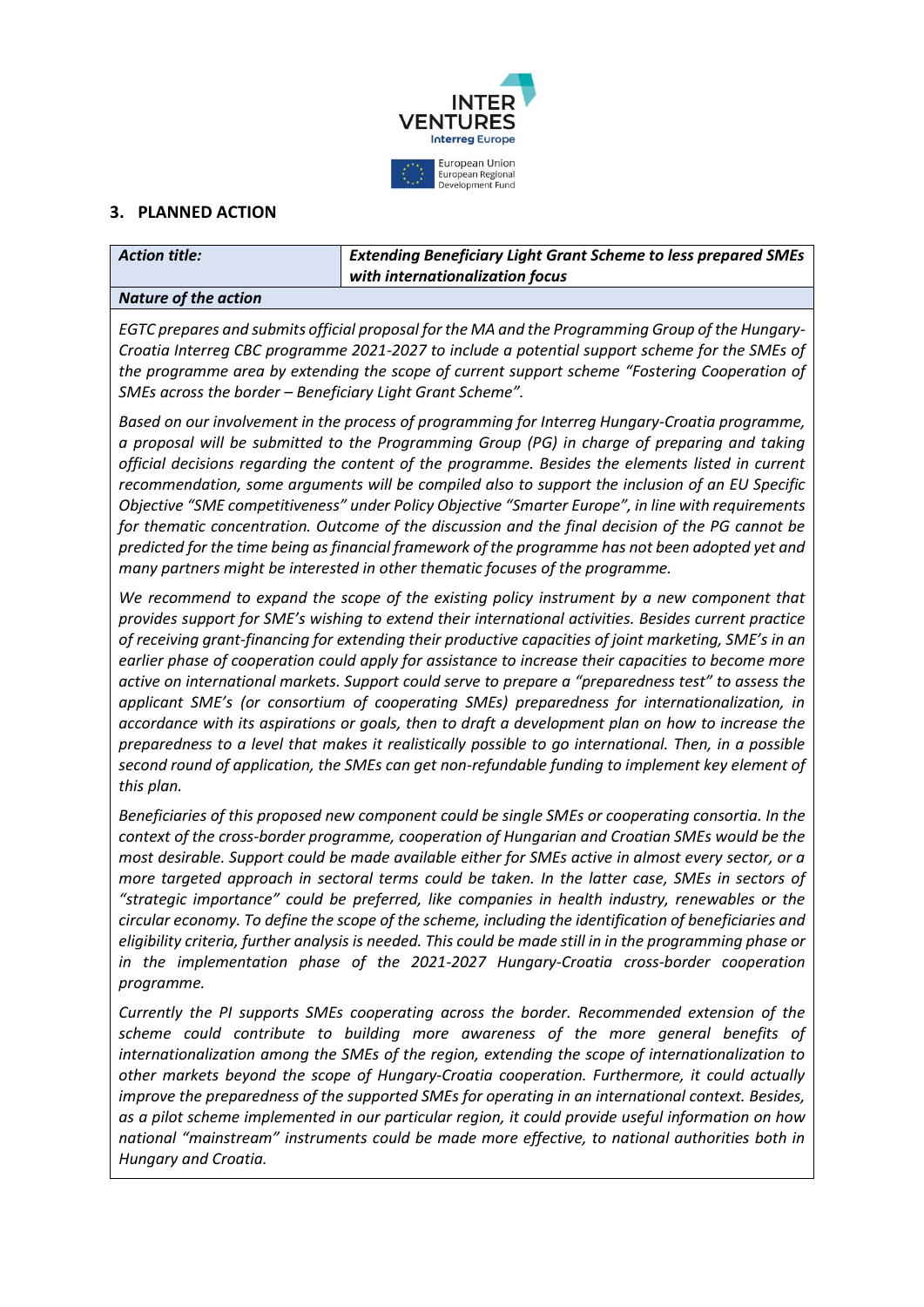## 3. PLANNED ACTION

| ***Action title:*** | ***Extending Beneficiary Light Grant Scheme to less prepared SMEs with internationalization focus*** |
|---|---|

***Nature of the action***

*EGTC prepares and submits official proposal for the MA and the Programming Group of the Hungary-Croatia Interreg CBC programme 2021-2027 to include a potential support scheme for the SMEs of the programme area by extending the scope of current support scheme "Fostering Cooperation of SMEs across the border – Beneficiary Light Grant Scheme".*

*Based on our involvement in the process of programming for Interreg Hungary-Croatia programme, a proposal will be submitted to the Programming Group (PG) in charge of preparing and taking official decisions regarding the content of the programme. Besides the elements listed in current recommendation, some arguments will be compiled also to support the inclusion of an EU Specific Objective "SME competitiveness" under Policy Objective "Smarter Europe", in line with requirements for thematic concentration. Outcome of the discussion and the final decision of the PG cannot be predicted for the time being as financial framework of the programme has not been adopted yet and many partners might be interested in other thematic focuses of the programme.*

*We recommend to expand the scope of the existing policy instrument by a new component that provides support for SME's wishing to extend their international activities. Besides current practice of receiving grant-financing for extending their productive capacities of joint marketing, SME's in an earlier phase of cooperation could apply for assistance to increase their capacities to become more active on international markets. Support could serve to prepare a "preparedness test" to assess the applicant SME's (or consortium of cooperating SMEs) preparedness for internationalization, in accordance with its aspirations or goals, then to draft a development plan on how to increase the preparedness to a level that makes it realistically possible to go international. Then, in a possible second round of application, the SMEs can get non-refundable funding to implement key element of this plan.*

*Beneficiaries of this proposed new component could be single SMEs or cooperating consortia. In the context of the cross-border programme, cooperation of Hungarian and Croatian SMEs would be the most desirable. Support could be made available either for SMEs active in almost every sector, or a more targeted approach in sectoral terms could be taken. In the latter case, SMEs in sectors of "strategic importance" could be preferred, like companies in health industry, renewables or the circular economy. To define the scope of the scheme, including the identification of beneficiaries and eligibility criteria, further analysis is needed. This could be made still in in the programming phase or in the implementation phase of the 2021-2027 Hungary-Croatia cross-border cooperation programme.*

*Currently the PI supports SMEs cooperating across the border. Recommended extension of the scheme could contribute to building more awareness of the more general benefits of internationalization among the SMEs of the region, extending the scope of internationalization to other markets beyond the scope of Hungary-Croatia cooperation. Furthermore, it could actually improve the preparedness of the supported SMEs for operating in an international context. Besides, as a pilot scheme implemented in our particular region, it could provide useful information on how national "mainstream" instruments could be made more effective, to national authorities both in Hungary and Croatia.*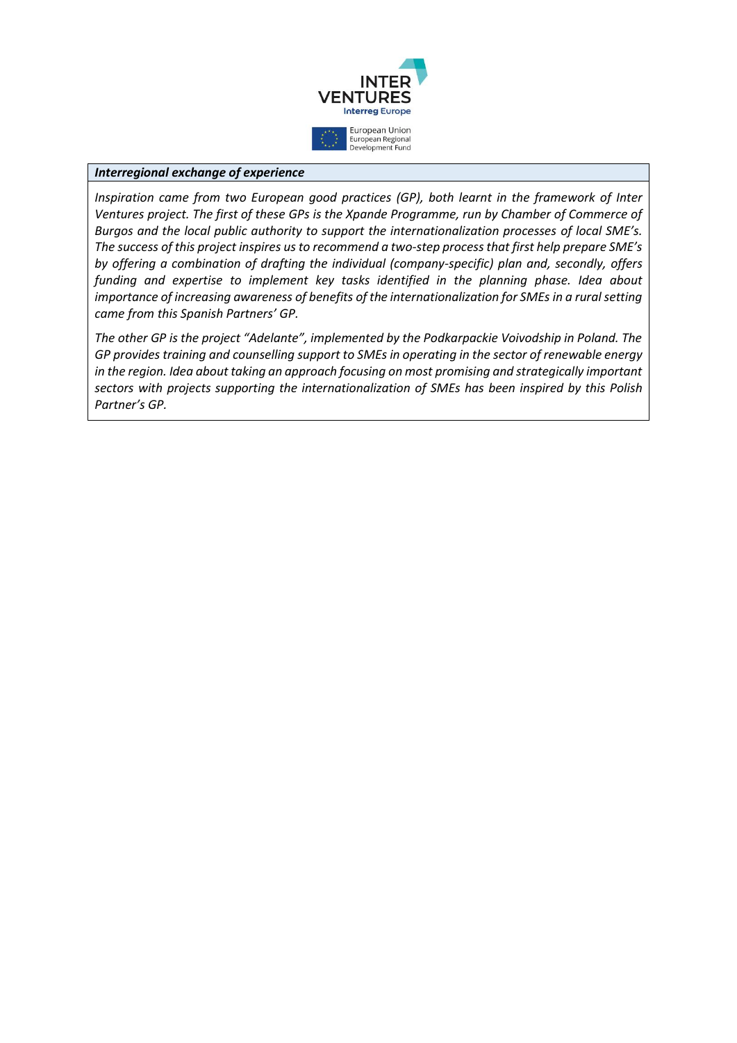***Interregional exchange of experience***

*Inspiration came from two European good practices (GP), both learnt in the framework of Inter Ventures project. The first of these GPs is the Xpande Programme, run by Chamber of Commerce of Burgos and the local public authority to support the internationalization processes of local SME's. The success of this project inspires us to recommend a two-step process that first help prepare SME's by offering a combination of drafting the individual (company-specific) plan and, secondly, offers funding and expertise to implement key tasks identified in the planning phase. Idea about importance of increasing awareness of benefits of the internationalization for SMEs in a rural setting came from this Spanish Partners' GP.*

*The other GP is the project "Adelante", implemented by the Podkarpackie Voivodship in Poland. The GP provides training and counselling support to SMEs in operating in the sector of renewable energy in the region. Idea about taking an approach focusing on most promising and strategically important sectors with projects supporting the internationalization of SMEs has been inspired by this Polish Partner's GP.*